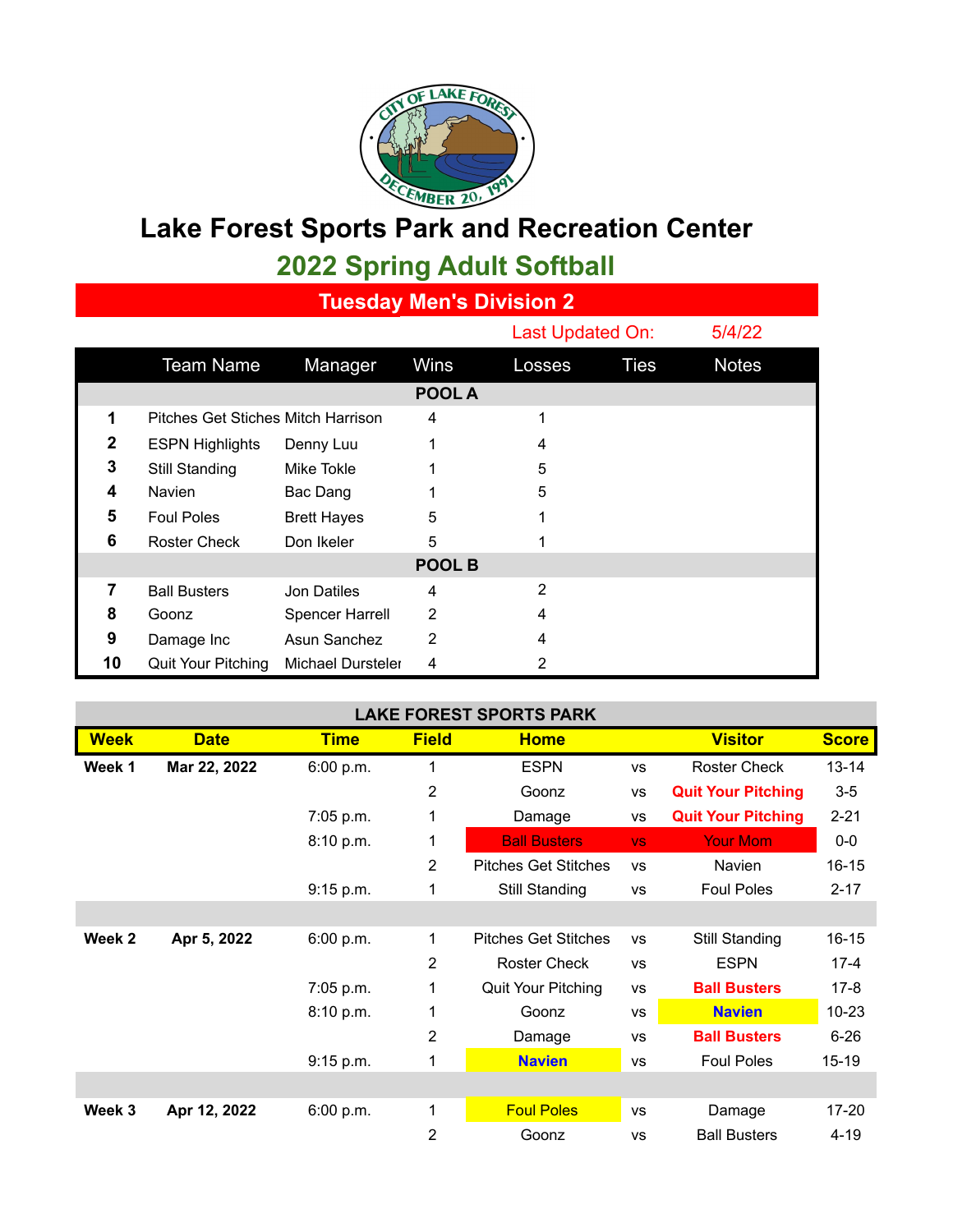# Lake Forest Sports Park and Recreation Center

## 2022 Spring Adult Softball

### Tuesday Men's Division 2

Last Updated On: 5/4/22

| | Team Name | Manager | Wins | Losses | Ties | Notes |
|---|---|---|---|---|---|---|
| | | | **POOL A** | | | |
| **1** | Pitches Get Stiches | Mitch Harrison | 4 | 1 | | |
| **2** | ESPN Highlights | Denny Luu | 1 | 4 | | |
| **3** | Still Standing | Mike Tokle | 1 | 5 | | |
| **4** | Navien | Bac Dang | 1 | 5 | | |
| **5** | Foul Poles | Brett Hayes | 5 | 1 | | |
| **6** | Roster Check | Don Ikeler | 5 | 1 | | |
| | | | **POOL B** | | | |
| **7** | Ball Busters | Jon Datiles | 4 | 2 | | |
| **8** | Goonz | Spencer Harrell | 2 | 4 | | |
| **9** | Damage Inc | Asun Sanchez | 2 | 4 | | |
| **10** | Quit Your Pitching | Michael Dursteler | 4 | 2 | | |

**LAKE FOREST SPORTS PARK**

| Week | Date | Time | Field | Home | | Visitor | Score |
|---|---|---|---|---|---|---|---|
| **Week 1** | **Mar 22, 2022** | 6:00 p.m. | 1 | ESPN | vs | Roster Check | 13-14 |
| | | | 2 | Goonz | vs | **Quit Your Pitching** | 3-5 |
| | | 7:05 p.m. | 1 | Damage | vs | **Quit Your Pitching** | 2-21 |
| | | 8:10 p.m. | 1 | Ball Busters | vs | Your Mom | 0-0 |
| | | | 2 | Pitches Get Stitches | vs | Navien | 16-15 |
| | | 9:15 p.m. | 1 | Still Standing | vs | Foul Poles | 2-17 |
| | | | | | | | |
| **Week 2** | **Apr 5, 2022** | 6:00 p.m. | 1 | Pitches Get Stitches | vs | Still Standing | 16-15 |
| | | | 2 | Roster Check | vs | ESPN | 17-4 |
| | | 7:05 p.m. | 1 | Quit Your Pitching | vs | **Ball Busters** | 17-8 |
| | | 8:10 p.m. | 1 | Goonz | vs | **Navien** | 10-23 |
| | | | 2 | Damage | vs | **Ball Busters** | 6-26 |
| | | 9:15 p.m. | 1 | **Navien** | vs | Foul Poles | 15-19 |
| | | | | | | | |
| **Week 3** | **Apr 12, 2022** | 6:00 p.m. | 1 | Foul Poles | vs | Damage | 17-20 |
| | | | 2 | Goonz | vs | Ball Busters | 4-19 |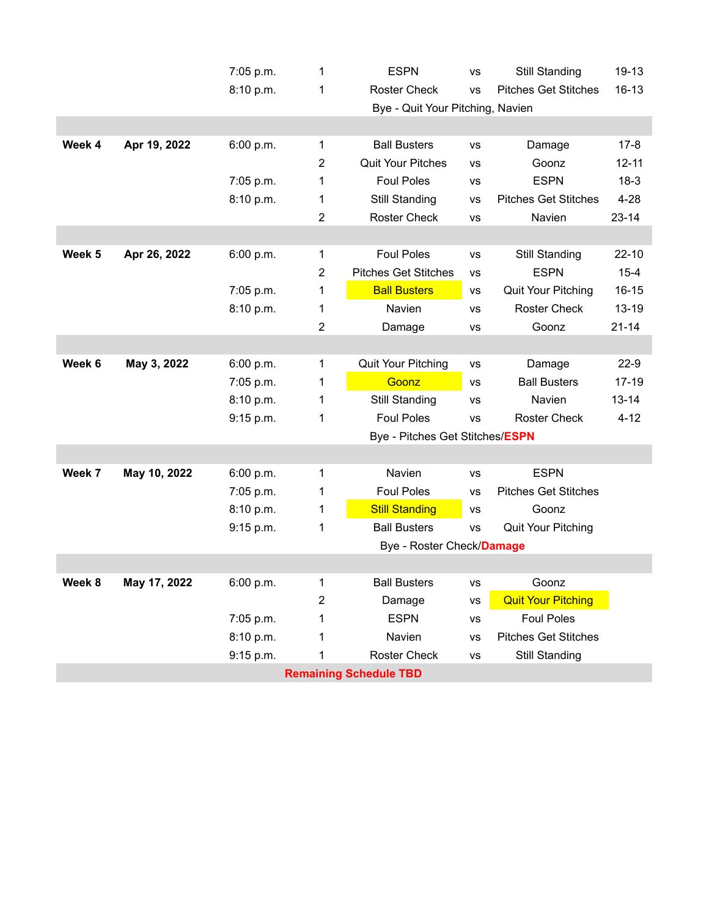| | | | | | | | |
|---|---|---|---|---|---|---|---|
| | | 7:05 p.m. | 1 | ESPN | vs | Still Standing | 19-13 |
| | | 8:10 p.m. | 1 | Roster Check | vs | Pitches Get Stitches | 16-13 |
| | | | | Bye - Quit Your Pitching, Navien | | | |
| | | | | | | | |
| **Week 4** | **Apr 19, 2022** | 6:00 p.m. | 1 | Ball Busters | vs | Damage | 17-8 |
| | | | 2 | Quit Your Pitches | vs | Goonz | 12-11 |
| | | 7:05 p.m. | 1 | Foul Poles | vs | ESPN | 18-3 |
| | | 8:10 p.m. | 1 | Still Standing | vs | Pitches Get Stitches | 4-28 |
| | | | 2 | Roster Check | vs | Navien | 23-14 |
| | | | | | | | |
| **Week 5** | **Apr 26, 2022** | 6:00 p.m. | 1 | Foul Poles | vs | Still Standing | 22-10 |
| | | | 2 | Pitches Get Stitches | vs | ESPN | 15-4 |
| | | 7:05 p.m. | 1 | Ball Busters | vs | Quit Your Pitching | 16-15 |
| | | 8:10 p.m. | 1 | Navien | vs | Roster Check | 13-19 |
| | | | 2 | Damage | vs | Goonz | 21-14 |
| | | | | | | | |
| **Week 6** | **May 3, 2022** | 6:00 p.m. | 1 | Quit Your Pitching | vs | Damage | 22-9 |
| | | 7:05 p.m. | 1 | Goonz | vs | Ball Busters | 17-19 |
| | | 8:10 p.m. | 1 | Still Standing | vs | Navien | 13-14 |
| | | 9:15 p.m. | 1 | Foul Poles | vs | Roster Check | 4-12 |
| | | | | Bye - Pitches Get Stitches/**ESPN** | | | |
| | | | | | | | |
| **Week 7** | **May 10, 2022** | 6:00 p.m. | 1 | Navien | vs | ESPN | |
| | | 7:05 p.m. | 1 | Foul Poles | vs | Pitches Get Stitches | |
| | | 8:10 p.m. | 1 | Still Standing | vs | Goonz | |
| | | 9:15 p.m. | 1 | Ball Busters | vs | Quit Your Pitching | |
| | | | | Bye - Roster Check/**Damage** | | | |
| | | | | | | | |
| **Week 8** | **May 17, 2022** | 6:00 p.m. | 1 | Ball Busters | vs | Goonz | |
| | | | 2 | Damage | vs | Quit Your Pitching | |
| | | 7:05 p.m. | 1 | ESPN | vs | Foul Poles | |
| | | 8:10 p.m. | 1 | Navien | vs | Pitches Get Stitches | |
| | | 9:15 p.m. | 1 | Roster Check | vs | Still Standing | |
| | | | | **Remaining Schedule TBD** | | | |